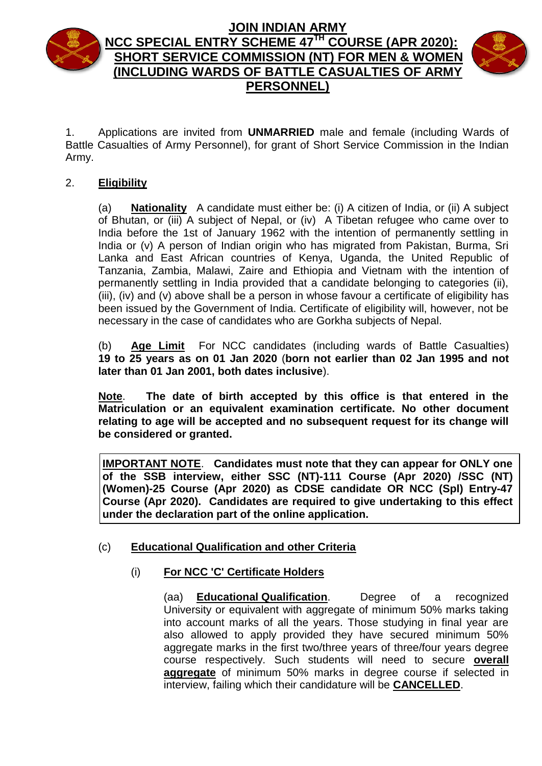# JOIN INDIAN ARMY

## NCC SPECIAL ENTRY SCHEME 47TH COURSE (APR 2020): SHORT SERVICE COMMISSION (NT) FOR MEN & WOMEN (INCLUDING WARDS OF BATTLE CASUALTIES OF ARMY PERSONNEL)

1. Applications are invited from **UNMARRIED** male and female (including Wards of Battle Casualties of Army Personnel), for grant of Short Service Commission in the Indian Army.

2. **Eligibility**

(a) **Nationality** A candidate must either be: (i) A citizen of India, or (ii) A subject of Bhutan, or (iii) A subject of Nepal, or (iv) A Tibetan refugee who came over to India before the 1st of January 1962 with the intention of permanently settling in India or (v) A person of Indian origin who has migrated from Pakistan, Burma, Sri Lanka and East African countries of Kenya, Uganda, the United Republic of Tanzania, Zambia, Malawi, Zaire and Ethiopia and Vietnam with the intention of permanently settling in India provided that a candidate belonging to categories (ii), (iii), (iv) and (v) above shall be a person in whose favour a certificate of eligibility has been issued by the Government of India. Certificate of eligibility will, however, not be necessary in the case of candidates who are Gorkha subjects of Nepal.

(b) **Age Limit** For NCC candidates (including wards of Battle Casualties) **19 to 25 years as on 01 Jan 2020** (**born not earlier than 02 Jan 1995 and not later than 01 Jan 2001, both dates inclusive**).

**Note**. **The date of birth accepted by this office is that entered in the Matriculation or an equivalent examination certificate. No other document relating to age will be accepted and no subsequent request for its change will be considered or granted.**

**IMPORTANT NOTE**. **Candidates must note that they can appear for ONLY one of the SSB interview, either SSC (NT)-111 Course (Apr 2020) /SSC (NT) (Women)-25 Course (Apr 2020) as CDSE candidate OR NCC (Spl) Entry-47 Course (Apr 2020). Candidates are required to give undertaking to this effect under the declaration part of the online application.**

(c) **Educational Qualification and other Criteria**

(i) **For NCC 'C' Certificate Holders**

(aa) **Educational Qualification**. Degree of a recognized University or equivalent with aggregate of minimum 50% marks taking into account marks of all the years. Those studying in final year are also allowed to apply provided they have secured minimum 50% aggregate marks in the first two/three years of three/four years degree course respectively. Such students will need to secure **overall aggregate** of minimum 50% marks in degree course if selected in interview, failing which their candidature will be **CANCELLED**.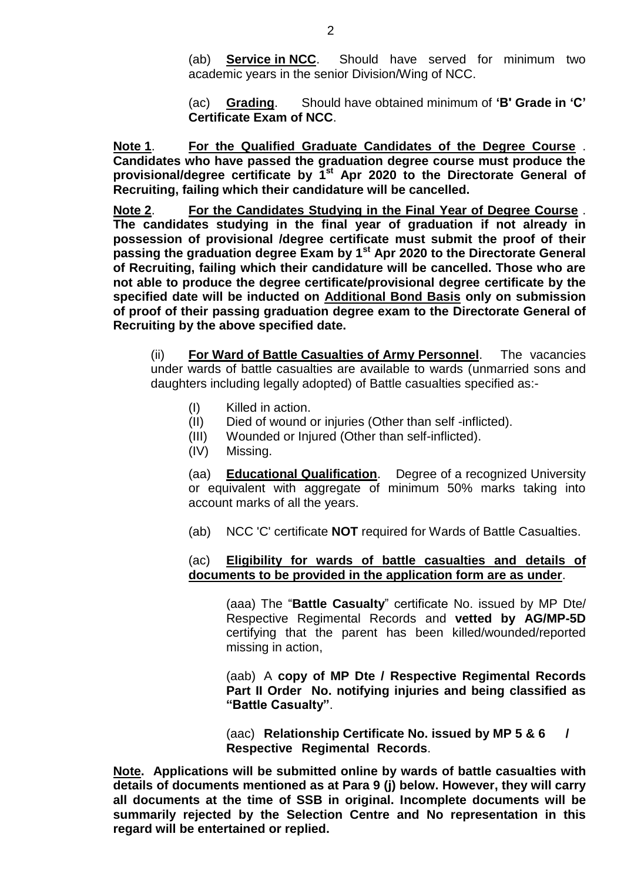(ab) **Service in NCC**. Should have served for minimum two academic years in the senior Division/Wing of NCC.

(ac) **Grading**. Should have obtained minimum of **'B' Grade in 'C' Certificate Exam of NCC**.

**Note 1**. **For the Qualified Graduate Candidates of the Degree Course . Candidates who have passed the graduation degree course must produce the provisional/degree certificate by 1st Apr 2020 to the Directorate General of Recruiting, failing which their candidature will be cancelled.**

**Note 2**. **For the Candidates Studying in the Final Year of Degree Course . The candidates studying in the final year of graduation if not already in possession of provisional /degree certificate must submit the proof of their passing the graduation degree Exam by 1st Apr 2020 to the Directorate General of Recruiting, failing which their candidature will be cancelled. Those who are not able to produce the degree certificate/provisional degree certificate by the specified date will be inducted on Additional Bond Basis only on submission of proof of their passing graduation degree exam to the Directorate General of Recruiting by the above specified date.**

(ii) **For Ward of Battle Casualties of Army Personnel**. The vacancies under wards of battle casualties are available to wards (unmarried sons and daughters including legally adopted) of Battle casualties specified as:-

(I) Killed in action.
(II) Died of wound or injuries (Other than self -inflicted).
(III) Wounded or Injured (Other than self-inflicted).
(IV) Missing.

(aa) **Educational Qualification**. Degree of a recognized University or equivalent with aggregate of minimum 50% marks taking into account marks of all the years.

(ab) NCC 'C' certificate **NOT** required for Wards of Battle Casualties.

(ac) **Eligibility for wards of battle casualties and details of documents to be provided in the application form are as under**.

(aaa) The "**Battle Casualty**" certificate No. issued by MP Dte/ Respective Regimental Records and **vetted by AG/MP-5D** certifying that the parent has been killed/wounded/reported missing in action,

(aab) A **copy of MP Dte / Respective Regimental Records Part II Order No. notifying injuries and being classified as "Battle Casualty"**.

(aac) **Relationship Certificate No. issued by MP 5 & 6 / Respective Regimental Records**.

**Note. Applications will be submitted online by wards of battle casualties with details of documents mentioned as at Para 9 (j) below. However, they will carry all documents at the time of SSB in original. Incomplete documents will be summarily rejected by the Selection Centre and No representation in this regard will be entertained or replied.**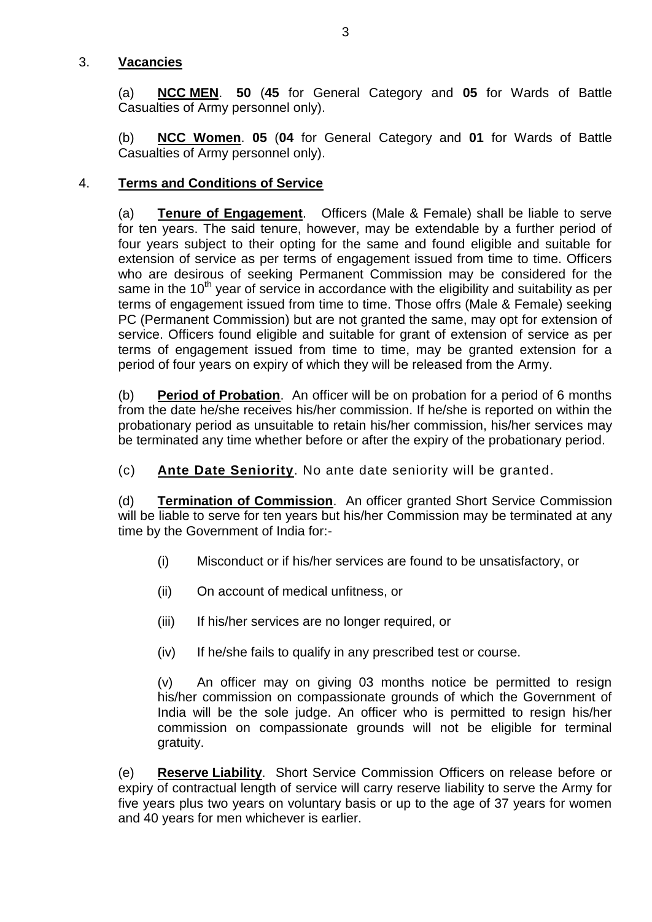3. **Vacancies**

(a) **NCC MEN**. **50** (**45** for General Category and **05** for Wards of Battle Casualties of Army personnel only).

(b) **NCC Women**. **05** (**04** for General Category and **01** for Wards of Battle Casualties of Army personnel only).

4. **Terms and Conditions of Service**

(a) **Tenure of Engagement**. Officers (Male & Female) shall be liable to serve for ten years. The said tenure, however, may be extendable by a further period of four years subject to their opting for the same and found eligible and suitable for extension of service as per terms of engagement issued from time to time. Officers who are desirous of seeking Permanent Commission may be considered for the same in the 10th year of service in accordance with the eligibility and suitability as per terms of engagement issued from time to time. Those offrs (Male & Female) seeking PC (Permanent Commission) but are not granted the same, may opt for extension of service. Officers found eligible and suitable for grant of extension of service as per terms of engagement issued from time to time, may be granted extension for a period of four years on expiry of which they will be released from the Army.

(b) **Period of Probation**. An officer will be on probation for a period of 6 months from the date he/she receives his/her commission. If he/she is reported on within the probationary period as unsuitable to retain his/her commission, his/her services may be terminated any time whether before or after the expiry of the probationary period.

(c) **Ante Date Seniority**. No ante date seniority will be granted.

(d) **Termination of Commission**. An officer granted Short Service Commission will be liable to serve for ten years but his/her Commission may be terminated at any time by the Government of India for:-

(i) Misconduct or if his/her services are found to be unsatisfactory, or

(ii) On account of medical unfitness, or

(iii) If his/her services are no longer required, or

(iv) If he/she fails to qualify in any prescribed test or course.

(v) An officer may on giving 03 months notice be permitted to resign his/her commission on compassionate grounds of which the Government of India will be the sole judge. An officer who is permitted to resign his/her commission on compassionate grounds will not be eligible for terminal gratuity.

(e) **Reserve Liability**. Short Service Commission Officers on release before or expiry of contractual length of service will carry reserve liability to serve the Army for five years plus two years on voluntary basis or up to the age of 37 years for women and 40 years for men whichever is earlier.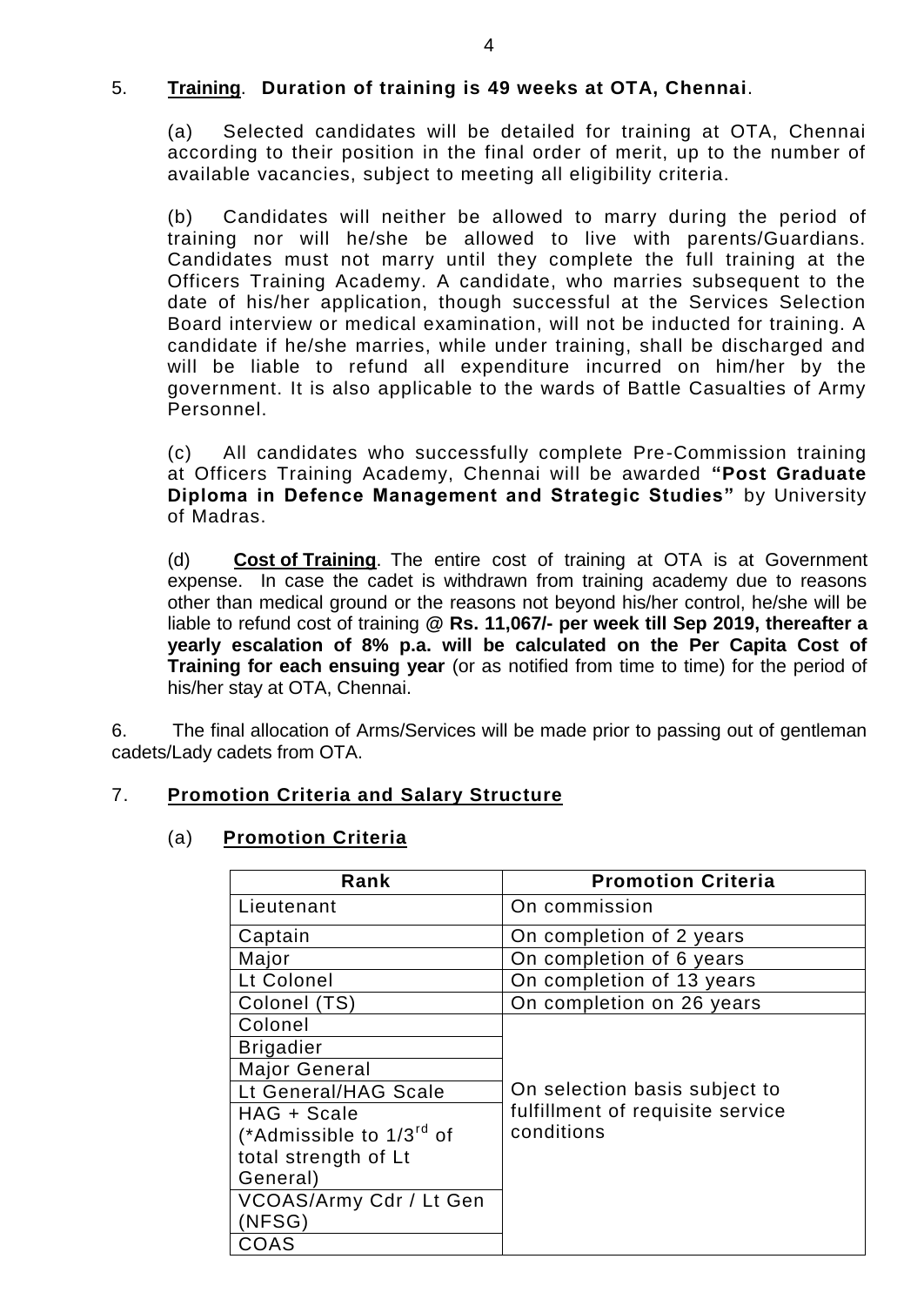5. **Training**. **Duration of training is 49 weeks at OTA, Chennai**.

(a) Selected candidates will be detailed for training at OTA, Chennai according to their position in the final order of merit, up to the number of available vacancies, subject to meeting all eligibility criteria.

(b) Candidates will neither be allowed to marry during the period of training nor will he/she be allowed to live with parents/Guardians. Candidates must not marry until they complete the full training at the Officers Training Academy. A candidate, who marries subsequent to the date of his/her application, though successful at the Services Selection Board interview or medical examination, will not be inducted for training. A candidate if he/she marries, while under training, shall be discharged and will be liable to refund all expenditure incurred on him/her by the government. It is also applicable to the wards of Battle Casualties of Army Personnel.

(c) All candidates who successfully complete Pre-Commission training at Officers Training Academy, Chennai will be awarded **"Post Graduate Diploma in Defence Management and Strategic Studies"** by University of Madras.

(d) **Cost of Training**. The entire cost of training at OTA is at Government expense. In case the cadet is withdrawn from training academy due to reasons other than medical ground or the reasons not beyond his/her control, he/she will be liable to refund cost of training **@ Rs. 11,067/- per week till Sep 2019, thereafter a yearly escalation of 8% p.a. will be calculated on the Per Capita Cost of Training for each ensuing year** (or as notified from time to time) for the period of his/her stay at OTA, Chennai.

6. The final allocation of Arms/Services will be made prior to passing out of gentleman cadets/Lady cadets from OTA.

7. **Promotion Criteria and Salary Structure**

(a) **Promotion Criteria**

| Rank | Promotion Criteria |
|---|---|
| Lieutenant | On commission |
| Captain | On completion of 2 years |
| Major | On completion of 6 years |
| Lt Colonel | On completion of 13 years |
| Colonel (TS) | On completion on 26 years |
| Colonel | On selection basis subject to fulfillment of requisite service conditions |
| Brigadier | |
| Major General | |
| Lt General/HAG Scale | |
| HAG + Scale (*Admissible to 1/3rd of total strength of Lt General) | |
| VCOAS/Army Cdr / Lt Gen (NFSG) | |
| COAS | |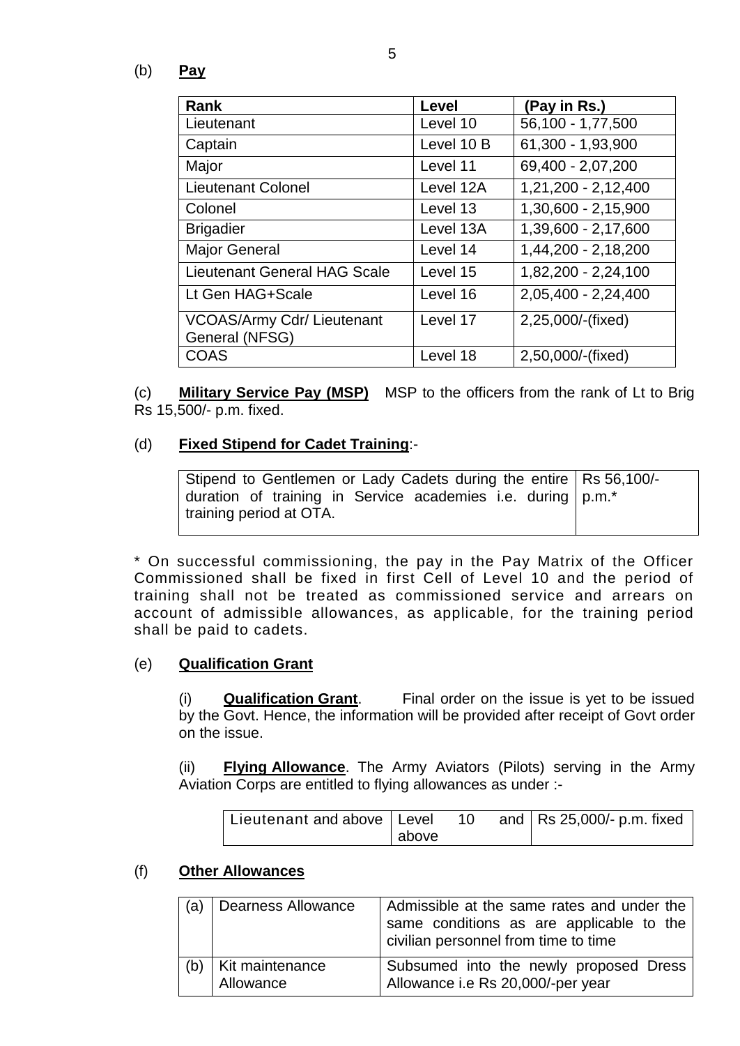(b) **Pay**

| Rank | Level | (Pay in Rs.) |
|---|---|---|
| Lieutenant | Level 10 | 56,100 - 1,77,500 |
| Captain | Level 10 B | 61,300 - 1,93,900 |
| Major | Level 11 | 69,400 - 2,07,200 |
| Lieutenant Colonel | Level 12A | 1,21,200 - 2,12,400 |
| Colonel | Level 13 | 1,30,600 - 2,15,900 |
| Brigadier | Level 13A | 1,39,600 - 2,17,600 |
| Major General | Level 14 | 1,44,200 - 2,18,200 |
| Lieutenant General HAG Scale | Level 15 | 1,82,200 - 2,24,100 |
| Lt Gen HAG+Scale | Level 16 | 2,05,400 - 2,24,400 |
| VCOAS/Army Cdr/ Lieutenant General (NFSG) | Level 17 | 2,25,000/-(fixed) |
| COAS | Level 18 | 2,50,000/-(fixed) |

(c) **Military Service Pay (MSP)** MSP to the officers from the rank of Lt to Brig Rs 15,500/- p.m. fixed.

(d) **Fixed Stipend for Cadet Training**:-

| Stipend to Gentlemen or Lady Cadets during the entire duration of training in Service academies i.e. during training period at OTA. | Rs 56,100/- p.m.* |
|---|---|

* On successful commissioning, the pay in the Pay Matrix of the Officer Commissioned shall be fixed in first Cell of Level 10 and the period of training shall not be treated as commissioned service and arrears on account of admissible allowances, as applicable, for the training period shall be paid to cadets.

(e) **Qualification Grant**

(i) **Qualification Grant**. Final order on the issue is yet to be issued by the Govt. Hence, the information will be provided after receipt of Govt order on the issue.

(ii) **Flying Allowance**. The Army Aviators (Pilots) serving in the Army Aviation Corps are entitled to flying allowances as under :-

| Lieutenant and above | Level 10 and above | Rs 25,000/- p.m. fixed |
|---|---|---|

(f) **Other Allowances**

| (a) | Dearness Allowance | Admissible at the same rates and under the same conditions as are applicable to the civilian personnel from time to time |
|---|---|---|
| (b) | Kit maintenance Allowance | Subsumed into the newly proposed Dress Allowance i.e Rs 20,000/-per year |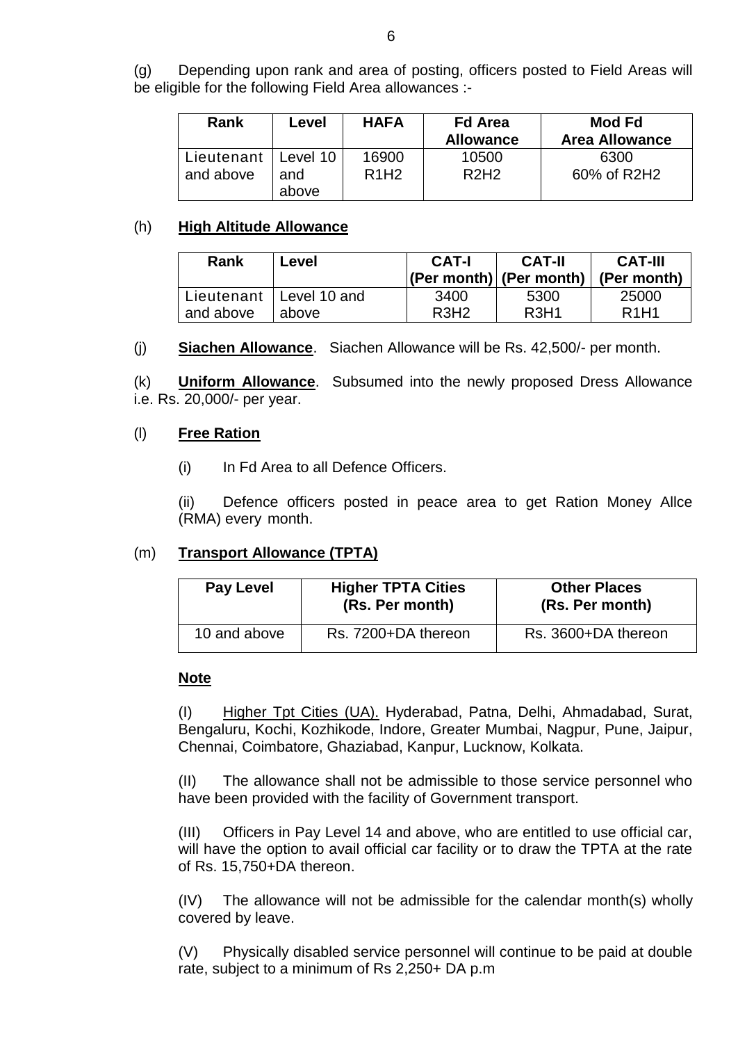(g) Depending upon rank and area of posting, officers posted to Field Areas will be eligible for the following Field Area allowances :-

| Rank | Level | HAFA | Fd Area Allowance | Mod Fd Area Allowance |
|---|---|---|---|---|
| Lieutenant and above | Level 10 and above | 16900 R1H2 | 10500 R2H2 | 6300 60% of R2H2 |

(h) **High Altitude Allowance**

| Rank | Level | CAT-I (Per month) | CAT-II (Per month) | CAT-III (Per month) |
|---|---|---|---|---|
| Lieutenant and above | Level 10 and above | 3400 R3H2 | 5300 R3H1 | 25000 R1H1 |

(j) **Siachen Allowance**. Siachen Allowance will be Rs. 42,500/- per month.

(k) **Uniform Allowance**. Subsumed into the newly proposed Dress Allowance i.e. Rs. 20,000/- per year.

(l) **Free Ration**

(i) In Fd Area to all Defence Officers.

(ii) Defence officers posted in peace area to get Ration Money Allce (RMA) every month.

(m) **Transport Allowance (TPTA)**

| Pay Level | Higher TPTA Cities (Rs. Per month) | Other Places (Rs. Per month) |
|---|---|---|
| 10 and above | Rs. 7200+DA thereon | Rs. 3600+DA thereon |

**Note**

(I) Higher Tpt Cities (UA). Hyderabad, Patna, Delhi, Ahmadabad, Surat, Bengaluru, Kochi, Kozhikode, Indore, Greater Mumbai, Nagpur, Pune, Jaipur, Chennai, Coimbatore, Ghaziabad, Kanpur, Lucknow, Kolkata.

(II) The allowance shall not be admissible to those service personnel who have been provided with the facility of Government transport.

(III) Officers in Pay Level 14 and above, who are entitled to use official car, will have the option to avail official car facility or to draw the TPTA at the rate of Rs. 15,750+DA thereon.

(IV) The allowance will not be admissible for the calendar month(s) wholly covered by leave.

(V) Physically disabled service personnel will continue to be paid at double rate, subject to a minimum of Rs 2,250+ DA p.m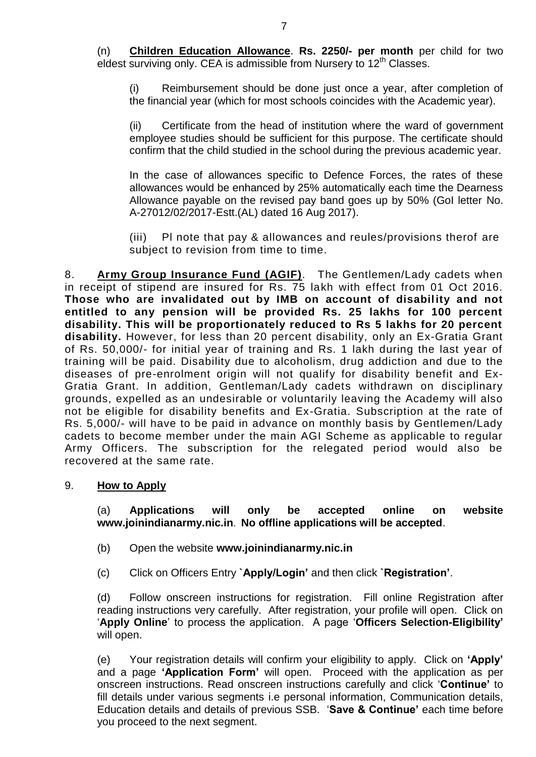(n) **Children Education Allowance**. **Rs. 2250/- per month** per child for two eldest surviving only. CEA is admissible from Nursery to 12th Classes.

(i) Reimbursement should be done just once a year, after completion of the financial year (which for most schools coincides with the Academic year).

(ii) Certificate from the head of institution where the ward of government employee studies should be sufficient for this purpose. The certificate should confirm that the child studied in the school during the previous academic year.

In the case of allowances specific to Defence Forces, the rates of these allowances would be enhanced by 25% automatically each time the Dearness Allowance payable on the revised pay band goes up by 50% (GoI letter No. A-27012/02/2017-Estt.(AL) dated 16 Aug 2017).

(iii) Pl note that pay & allowances and reules/provisions therof are subject to revision from time to time.

8. **Army Group Insurance Fund (AGIF)**. The Gentlemen/Lady cadets when in receipt of stipend are insured for Rs. 75 lakh with effect from 01 Oct 2016. **Those who are invalidated out by IMB on account of disability and not entitled to any pension will be provided Rs. 25 lakhs for 100 percent disability. This will be proportionately reduced to Rs 5 lakhs for 20 percent disability.** However, for less than 20 percent disability, only an Ex-Gratia Grant of Rs. 50,000/- for initial year of training and Rs. 1 lakh during the last year of training will be paid. Disability due to alcoholism, drug addiction and due to the diseases of pre-enrolment origin will not qualify for disability benefit and Ex-Gratia Grant. In addition, Gentleman/Lady cadets withdrawn on disciplinary grounds, expelled as an undesirable or voluntarily leaving the Academy will also not be eligible for disability benefits and Ex-Gratia. Subscription at the rate of Rs. 5,000/- will have to be paid in advance on monthly basis by Gentlemen/Lady cadets to become member under the main AGI Scheme as applicable to regular Army Officers. The subscription for the relegated period would also be recovered at the same rate.

9. **How to Apply**

(a) **Applications will only be accepted online on website www.joinindianarmy.nic.in**. **No offline applications will be accepted**.

(b) Open the website **www.joinindianarmy.nic.in**

(c) Click on Officers Entry **`Apply/Login'** and then click **`Registration'**.

(d) Follow onscreen instructions for registration. Fill online Registration after reading instructions very carefully. After registration, your profile will open. Click on '**Apply Online**' to process the application. A page '**Officers Selection-Eligibility'** will open.

(e) Your registration details will confirm your eligibility to apply. Click on **'Apply'** and a page **'Application Form'** will open. Proceed with the application as per onscreen instructions. Read onscreen instructions carefully and click '**Continue'** to fill details under various segments i.e personal information, Communication details, Education details and details of previous SSB. '**Save & Continue'** each time before you proceed to the next segment.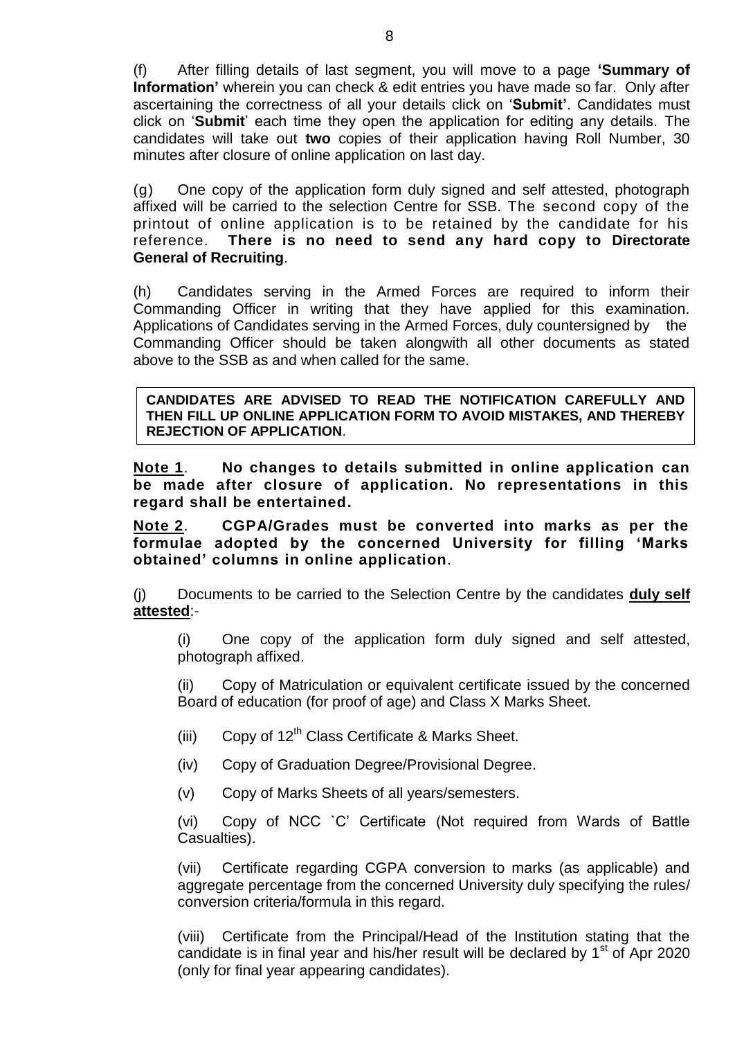(f) After filling details of last segment, you will move to a page **'Summary of Information'** wherein you can check & edit entries you have made so far. Only after ascertaining the correctness of all your details click on '**Submit'**. Candidates must click on '**Submit**' each time they open the application for editing any details. The candidates will take out **two** copies of their application having Roll Number, 30 minutes after closure of online application on last day.

(g) One copy of the application form duly signed and self attested, photograph affixed will be carried to the selection Centre for SSB. The second copy of the printout of online application is to be retained by the candidate for his reference. **There is no need to send any hard copy to Directorate General of Recruiting**.

(h) Candidates serving in the Armed Forces are required to inform their Commanding Officer in writing that they have applied for this examination. Applications of Candidates serving in the Armed Forces, duly countersigned by the Commanding Officer should be taken alongwith all other documents as stated above to the SSB as and when called for the same.

**CANDIDATES ARE ADVISED TO READ THE NOTIFICATION CAREFULLY AND THEN FILL UP ONLINE APPLICATION FORM TO AVOID MISTAKES, AND THEREBY REJECTION OF APPLICATION**.

**Note 1**. **No changes to details submitted in online application can be made after closure of application. No representations in this regard shall be entertained.**

**Note 2**. **CGPA/Grades must be converted into marks as per the formulae adopted by the concerned University for filling 'Marks obtained' columns in online application**.

(j) Documents to be carried to the Selection Centre by the candidates **duly self attested**:-

(i) One copy of the application form duly signed and self attested, photograph affixed.

(ii) Copy of Matriculation or equivalent certificate issued by the concerned Board of education (for proof of age) and Class X Marks Sheet.

(iii) Copy of 12th Class Certificate & Marks Sheet.

(iv) Copy of Graduation Degree/Provisional Degree.

(v) Copy of Marks Sheets of all years/semesters.

(vi) Copy of NCC `C' Certificate (Not required from Wards of Battle Casualties).

(vii) Certificate regarding CGPA conversion to marks (as applicable) and aggregate percentage from the concerned University duly specifying the rules/ conversion criteria/formula in this regard.

(viii) Certificate from the Principal/Head of the Institution stating that the candidate is in final year and his/her result will be declared by 1st of Apr 2020 (only for final year appearing candidates).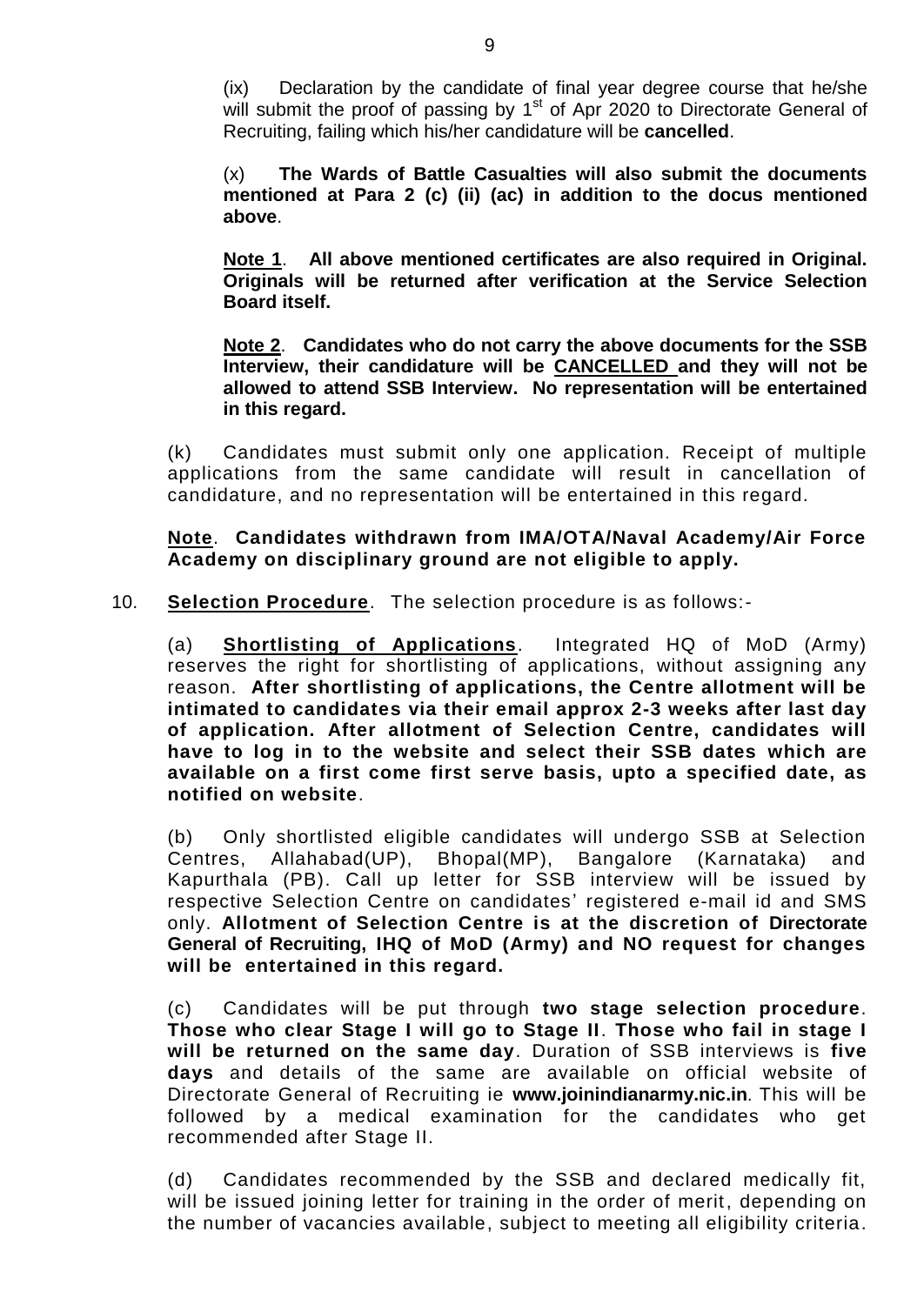(ix) Declaration by the candidate of final year degree course that he/she will submit the proof of passing by 1st of Apr 2020 to Directorate General of Recruiting, failing which his/her candidature will be **cancelled**.

(x) **The Wards of Battle Casualties will also submit the documents mentioned at Para 2 (c) (ii) (ac) in addition to the docus mentioned above**.

**Note 1**. **All above mentioned certificates are also required in Original. Originals will be returned after verification at the Service Selection Board itself.**

**Note 2**. **Candidates who do not carry the above documents for the SSB Interview, their candidature will be CANCELLED and they will not be allowed to attend SSB Interview. No representation will be entertained in this regard.**

(k) Candidates must submit only one application. Receipt of multiple applications from the same candidate will result in cancellation of candidature, and no representation will be entertained in this regard.

**Note**. **Candidates withdrawn from IMA/OTA/Naval Academy/Air Force Academy on disciplinary ground are not eligible to apply.**

10. **Selection Procedure**. The selection procedure is as follows:-

(a) **Shortlisting of Applications**. Integrated HQ of MoD (Army) reserves the right for shortlisting of applications, without assigning any reason. **After shortlisting of applications, the Centre allotment will be intimated to candidates via their email approx 2-3 weeks after last day of application. After allotment of Selection Centre, candidates will have to log in to the website and select their SSB dates which are available on a first come first serve basis, upto a specified date, as notified on website**.

(b) Only shortlisted eligible candidates will undergo SSB at Selection Centres, Allahabad(UP), Bhopal(MP), Bangalore (Karnataka) and Kapurthala (PB). Call up letter for SSB interview will be issued by respective Selection Centre on candidates' registered e-mail id and SMS only. **Allotment of Selection Centre is at the discretion of Directorate General of Recruiting, IHQ of MoD (Army) and NO request for changes will be entertained in this regard.**

(c) Candidates will be put through **two stage selection procedure**. **Those who clear Stage I will go to Stage II**. **Those who fail in stage I will be returned on the same day**. Duration of SSB interviews is **five days** and details of the same are available on official website of Directorate General of Recruiting ie **www.joinindianarmy.nic.in**. This will be followed by a medical examination for the candidates who get recommended after Stage II.

(d) Candidates recommended by the SSB and declared medically fit, will be issued joining letter for training in the order of merit, depending on the number of vacancies available, subject to meeting all eligibility criteria.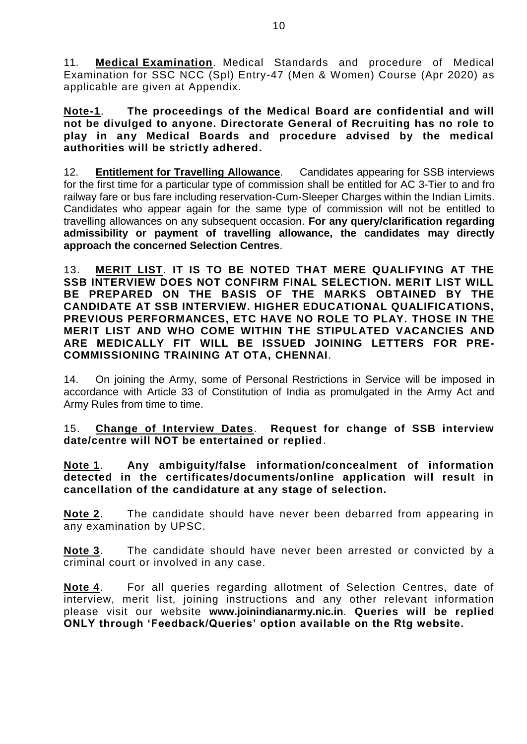11. **Medical Examination**. Medical Standards and procedure of Medical Examination for SSC NCC (Spl) Entry-47 (Men & Women) Course (Apr 2020) as applicable are given at Appendix.

**Note-1**. **The proceedings of the Medical Board are confidential and will not be divulged to anyone. Directorate General of Recruiting has no role to play in any Medical Boards and procedure advised by the medical authorities will be strictly adhered.**

12. **Entitlement for Travelling Allowance**. Candidates appearing for SSB interviews for the first time for a particular type of commission shall be entitled for AC 3-Tier to and fro railway fare or bus fare including reservation-Cum-Sleeper Charges within the Indian Limits. Candidates who appear again for the same type of commission will not be entitled to travelling allowances on any subsequent occasion. **For any query/clarification regarding admissibility or payment of travelling allowance, the candidates may directly approach the concerned Selection Centres**.

13. **MERIT LIST**. **IT IS TO BE NOTED THAT MERE QUALIFYING AT THE SSB INTERVIEW DOES NOT CONFIRM FINAL SELECTION. MERIT LIST WILL BE PREPARED ON THE BASIS OF THE MARKS OBTAINED BY THE CANDIDATE AT SSB INTERVIEW. HIGHER EDUCATIONAL QUALIFICATIONS, PREVIOUS PERFORMANCES, ETC HAVE NO ROLE TO PLAY. THOSE IN THE MERIT LIST AND WHO COME WITHIN THE STIPULATED VACANCIES AND ARE MEDICALLY FIT WILL BE ISSUED JOINING LETTERS FOR PRE-COMMISSIONING TRAINING AT OTA, CHENNAI**.

14. On joining the Army, some of Personal Restrictions in Service will be imposed in accordance with Article 33 of Constitution of India as promulgated in the Army Act and Army Rules from time to time.

15. **Change of Interview Dates**. **Request for change of SSB interview date/centre will NOT be entertained or replied**.

**Note 1**. **Any ambiguity/false information/concealment of information detected in the certificates/documents/online application will result in cancellation of the candidature at any stage of selection.**

**Note 2**. The candidate should have never been debarred from appearing in any examination by UPSC.

**Note 3**. The candidate should have never been arrested or convicted by a criminal court or involved in any case.

**Note 4**. For all queries regarding allotment of Selection Centres, date of interview, merit list, joining instructions and any other relevant information please visit our website **www.joinindianarmy.nic.in**. **Queries will be replied ONLY through 'Feedback/Queries' option available on the Rtg website.**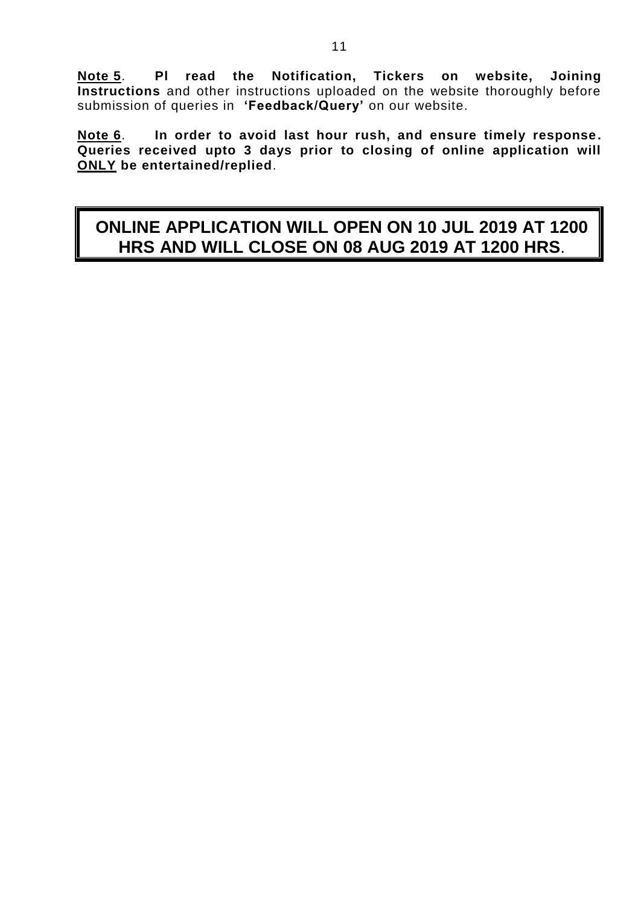**Note 5**. **Pl read the Notification, Tickers on website, Joining Instructions** and other instructions uploaded on the website thoroughly before submission of queries in **'Feedback/Query'** on our website.

**Note 6**. **In order to avoid last hour rush, and ensure timely response. Queries received upto 3 days prior to closing of online application will ONLY be entertained/replied**.

**ONLINE APPLICATION WILL OPEN ON 10 JUL 2019 AT 1200 HRS AND WILL CLOSE ON 08 AUG 2019 AT 1200 HRS**.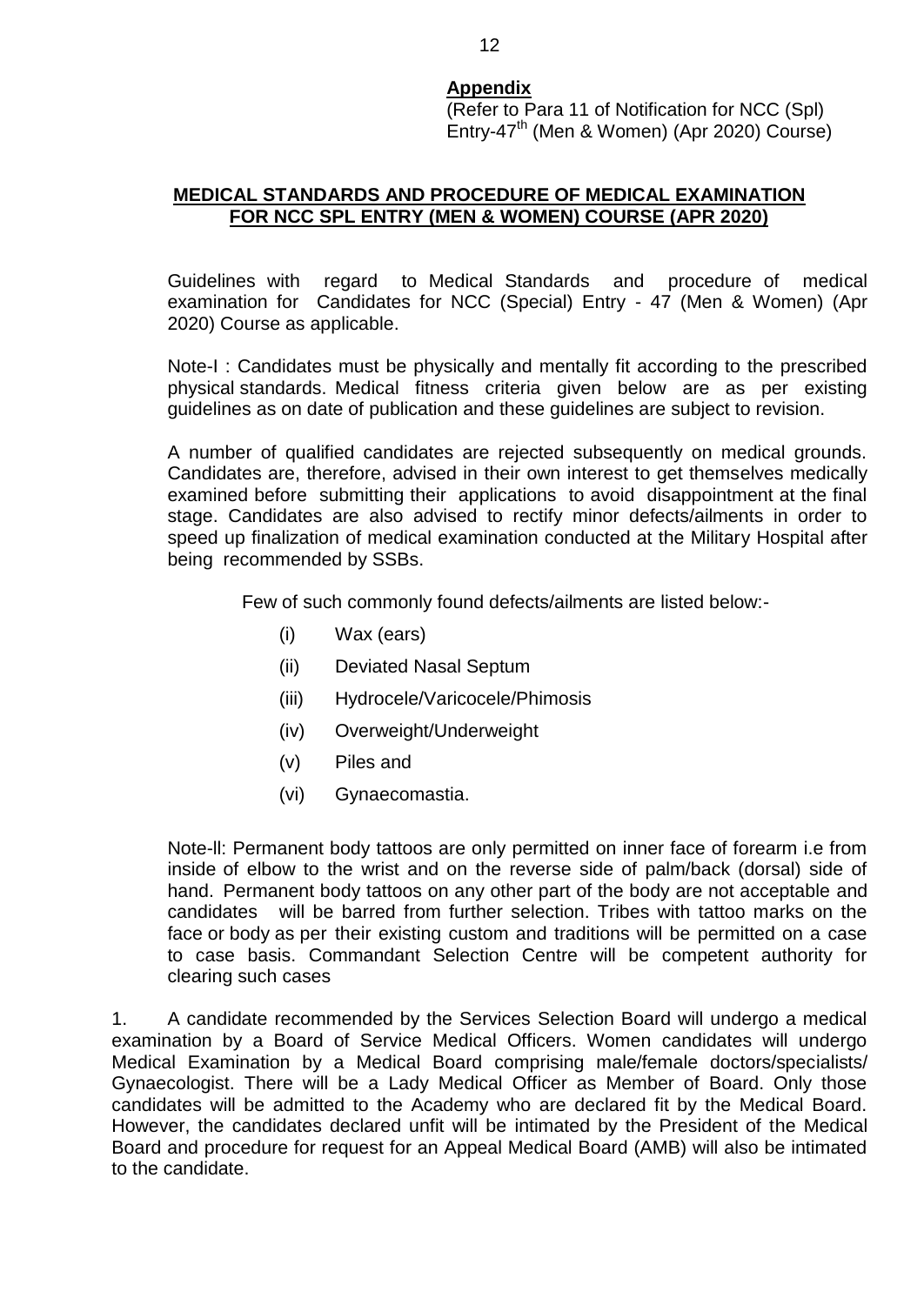**Appendix**

(Refer to Para 11 of Notification for NCC (Spl) Entry-47th (Men & Women) (Apr 2020) Course)

## MEDICAL STANDARDS AND PROCEDURE OF MEDICAL EXAMINATION FOR NCC SPL ENTRY (MEN & WOMEN) COURSE (APR 2020)

Guidelines with regard to Medical Standards and procedure of medical examination for Candidates for NCC (Special) Entry - 47 (Men & Women) (Apr 2020) Course as applicable.

Note-I : Candidates must be physically and mentally fit according to the prescribed physical standards. Medical fitness criteria given below are as per existing guidelines as on date of publication and these guidelines are subject to revision.

A number of qualified candidates are rejected subsequently on medical grounds. Candidates are, therefore, advised in their own interest to get themselves medically examined before submitting their applications to avoid disappointment at the final stage. Candidates are also advised to rectify minor defects/ailments in order to speed up finalization of medical examination conducted at the Military Hospital after being recommended by SSBs.

Few of such commonly found defects/ailments are listed below:-

(i) Wax (ears)

(ii) Deviated Nasal Septum

(iii) Hydrocele/Varicocele/Phimosis

(iv) Overweight/Underweight

(v) Piles and

(vi) Gynaecomastia.

Note-ll: Permanent body tattoos are only permitted on inner face of forearm i.e from inside of elbow to the wrist and on the reverse side of palm/back (dorsal) side of hand. Permanent body tattoos on any other part of the body are not acceptable and candidates will be barred from further selection. Tribes with tattoo marks on the face or body as per their existing custom and traditions will be permitted on a case to case basis. Commandant Selection Centre will be competent authority for clearing such cases

1. A candidate recommended by the Services Selection Board will undergo a medical examination by a Board of Service Medical Officers. Women candidates will undergo Medical Examination by a Medical Board comprising male/female doctors/specialists/ Gynaecologist. There will be a Lady Medical Officer as Member of Board. Only those candidates will be admitted to the Academy who are declared fit by the Medical Board. However, the candidates declared unfit will be intimated by the President of the Medical Board and procedure for request for an Appeal Medical Board (AMB) will also be intimated to the candidate.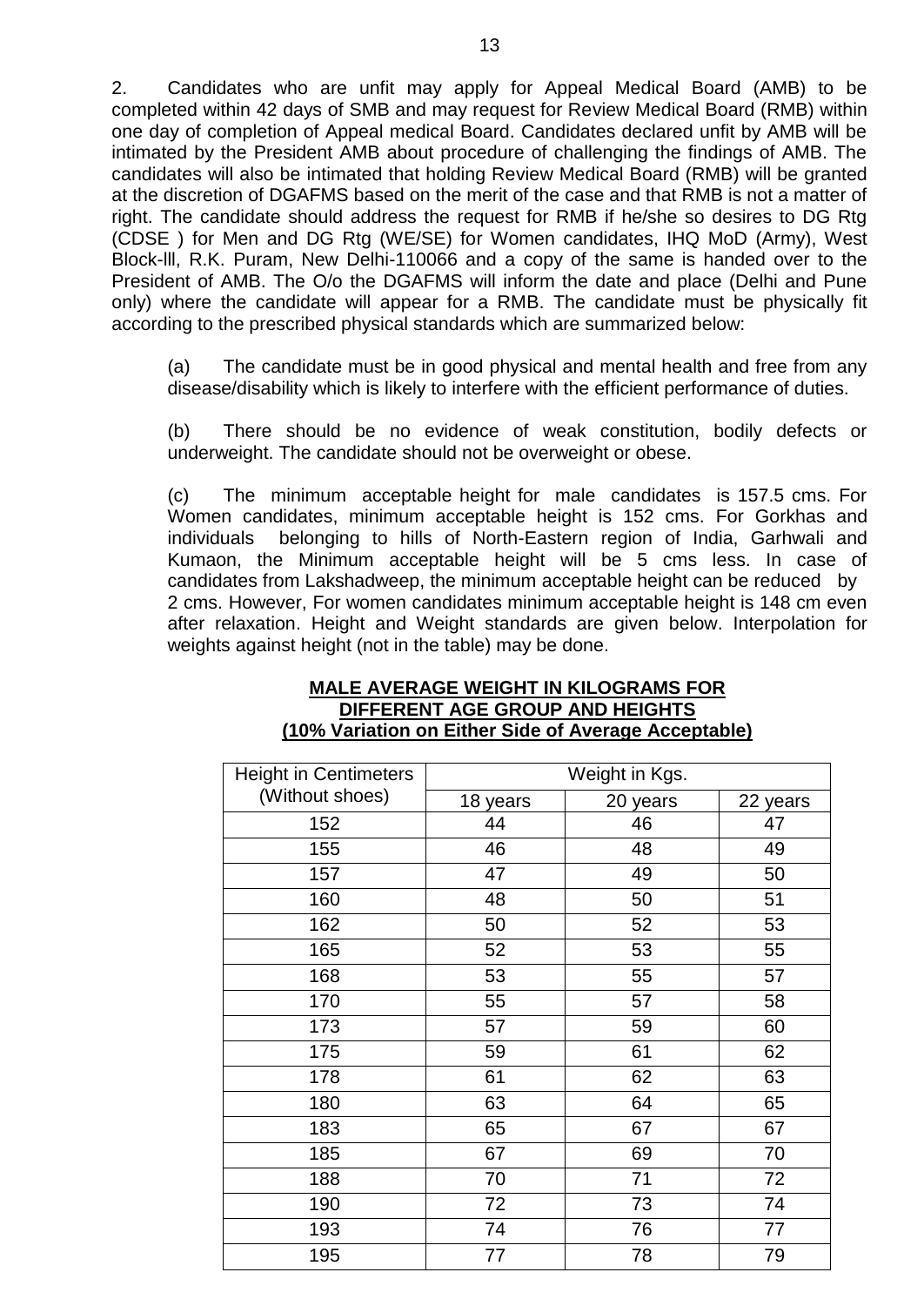2. Candidates who are unfit may apply for Appeal Medical Board (AMB) to be completed within 42 days of SMB and may request for Review Medical Board (RMB) within one day of completion of Appeal medical Board. Candidates declared unfit by AMB will be intimated by the President AMB about procedure of challenging the findings of AMB. The candidates will also be intimated that holding Review Medical Board (RMB) will be granted at the discretion of DGAFMS based on the merit of the case and that RMB is not a matter of right. The candidate should address the request for RMB if he/she so desires to DG Rtg (CDSE ) for Men and DG Rtg (WE/SE) for Women candidates, IHQ MoD (Army), West Block-lll, R.K. Puram, New Delhi-110066 and a copy of the same is handed over to the President of AMB. The O/o the DGAFMS will inform the date and place (Delhi and Pune only) where the candidate will appear for a RMB. The candidate must be physically fit according to the prescribed physical standards which are summarized below:

(a) The candidate must be in good physical and mental health and free from any disease/disability which is likely to interfere with the efficient performance of duties.

(b) There should be no evidence of weak constitution, bodily defects or underweight. The candidate should not be overweight or obese.

(c) The minimum acceptable height for male candidates is 157.5 cms. For Women candidates, minimum acceptable height is 152 cms. For Gorkhas and individuals belonging to hills of North-Eastern region of India, Garhwali and Kumaon, the Minimum acceptable height will be 5 cms less. In case of candidates from Lakshadweep, the minimum acceptable height can be reduced by 2 cms. However, For women candidates minimum acceptable height is 148 cm even after relaxation. Height and Weight standards are given below. Interpolation for weights against height (not in the table) may be done.

**MALE AVERAGE WEIGHT IN KILOGRAMS FOR DIFFERENT AGE GROUP AND HEIGHTS**
**(10% Variation on Either Side of Average Acceptable)**

| Height in Centimeters (Without shoes) | Weight in Kgs. | | |
|---|---|---|---|
| | 18 years | 20 years | 22 years |
| 152 | 44 | 46 | 47 |
| 155 | 46 | 48 | 49 |
| 157 | 47 | 49 | 50 |
| 160 | 48 | 50 | 51 |
| 162 | 50 | 52 | 53 |
| 165 | 52 | 53 | 55 |
| 168 | 53 | 55 | 57 |
| 170 | 55 | 57 | 58 |
| 173 | 57 | 59 | 60 |
| 175 | 59 | 61 | 62 |
| 178 | 61 | 62 | 63 |
| 180 | 63 | 64 | 65 |
| 183 | 65 | 67 | 67 |
| 185 | 67 | 69 | 70 |
| 188 | 70 | 71 | 72 |
| 190 | 72 | 73 | 74 |
| 193 | 74 | 76 | 77 |
| 195 | 77 | 78 | 79 |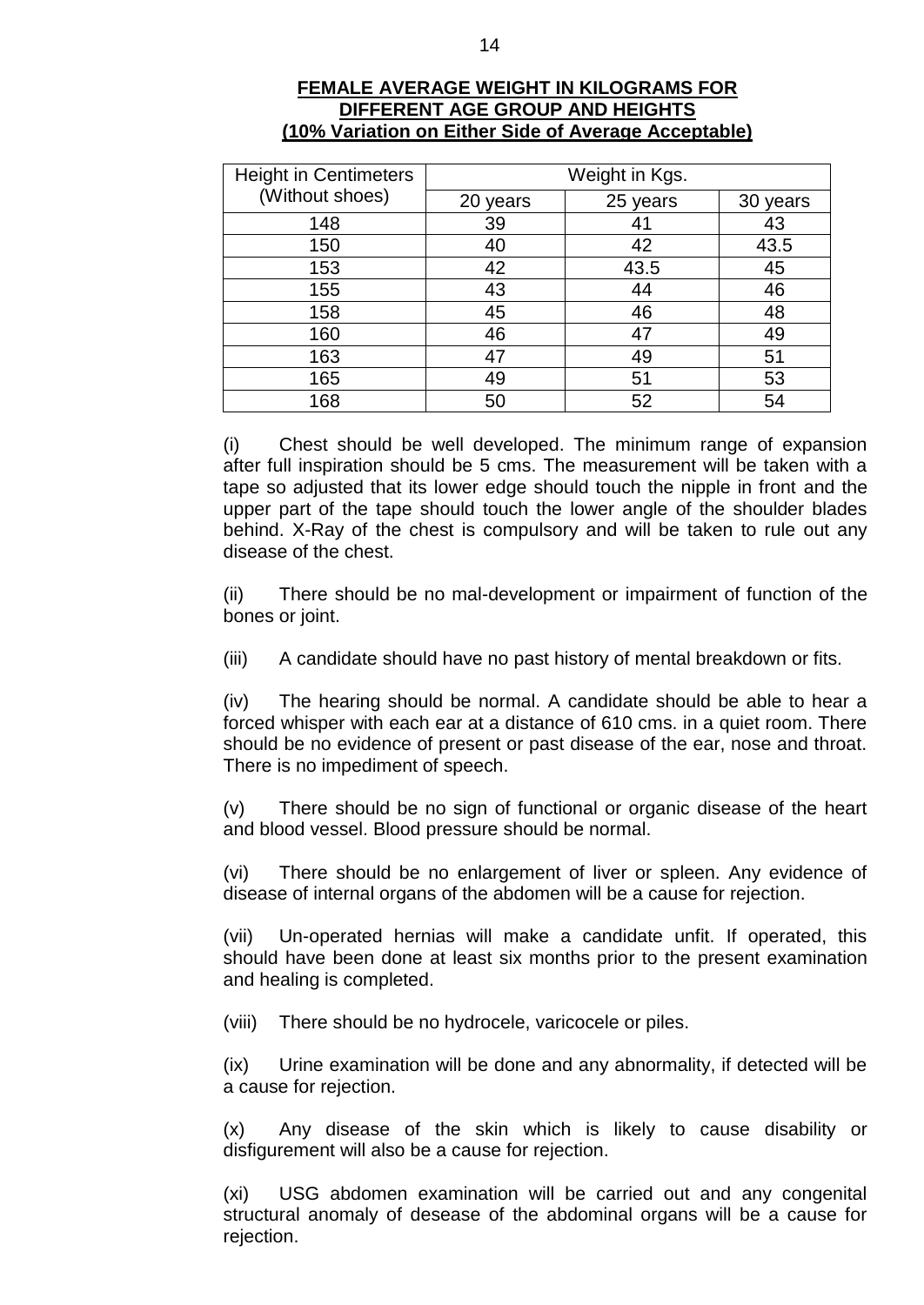**FEMALE AVERAGE WEIGHT IN KILOGRAMS FOR DIFFERENT AGE GROUP AND HEIGHTS (10% Variation on Either Side of Average Acceptable)**

| Height in Centimeters (Without shoes) | Weight in Kgs. | | |
|---|---|---|---|
| | 20 years | 25 years | 30 years |
| 148 | 39 | 41 | 43 |
| 150 | 40 | 42 | 43.5 |
| 153 | 42 | 43.5 | 45 |
| 155 | 43 | 44 | 46 |
| 158 | 45 | 46 | 48 |
| 160 | 46 | 47 | 49 |
| 163 | 47 | 49 | 51 |
| 165 | 49 | 51 | 53 |
| 168 | 50 | 52 | 54 |

(i) Chest should be well developed. The minimum range of expansion after full inspiration should be 5 cms. The measurement will be taken with a tape so adjusted that its lower edge should touch the nipple in front and the upper part of the tape should touch the lower angle of the shoulder blades behind. X-Ray of the chest is compulsory and will be taken to rule out any disease of the chest.

(ii) There should be no mal-development or impairment of function of the bones or joint.

(iii) A candidate should have no past history of mental breakdown or fits.

(iv) The hearing should be normal. A candidate should be able to hear a forced whisper with each ear at a distance of 610 cms. in a quiet room. There should be no evidence of present or past disease of the ear, nose and throat. There is no impediment of speech.

(v) There should be no sign of functional or organic disease of the heart and blood vessel. Blood pressure should be normal.

(vi) There should be no enlargement of liver or spleen. Any evidence of disease of internal organs of the abdomen will be a cause for rejection.

(vii) Un-operated hernias will make a candidate unfit. If operated, this should have been done at least six months prior to the present examination and healing is completed.

(viii) There should be no hydrocele, varicocele or piles.

(ix) Urine examination will be done and any abnormality, if detected will be a cause for rejection.

(x) Any disease of the skin which is likely to cause disability or disfigurement will also be a cause for rejection.

(xi) USG abdomen examination will be carried out and any congenital structural anomaly of desease of the abdominal organs will be a cause for rejection.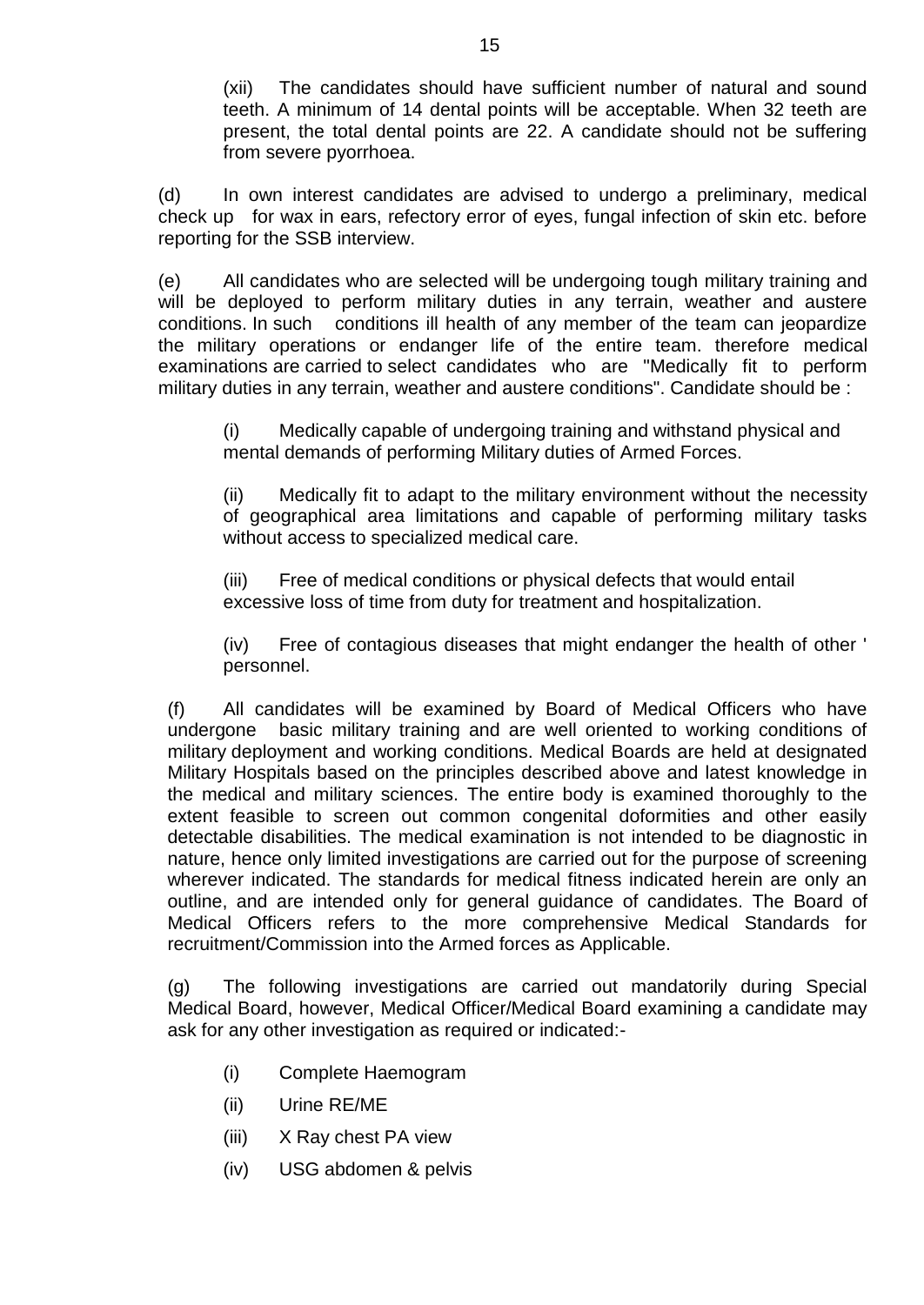(xii) The candidates should have sufficient number of natural and sound teeth. A minimum of 14 dental points will be acceptable. When 32 teeth are present, the total dental points are 22. A candidate should not be suffering from severe pyorrhoea.

(d) In own interest candidates are advised to undergo a preliminary, medical check up for wax in ears, refectory error of eyes, fungal infection of skin etc. before reporting for the SSB interview.

(e) All candidates who are selected will be undergoing tough military training and will be deployed to perform military duties in any terrain, weather and austere conditions. In such conditions ill health of any member of the team can jeopardize the military operations or endanger life of the entire team. therefore medical examinations are carried to select candidates who are "Medically fit to perform military duties in any terrain, weather and austere conditions". Candidate should be :

(i) Medically capable of undergoing training and withstand physical and mental demands of performing Military duties of Armed Forces.

(ii) Medically fit to adapt to the military environment without the necessity of geographical area limitations and capable of performing military tasks without access to specialized medical care.

(iii) Free of medical conditions or physical defects that would entail excessive loss of time from duty for treatment and hospitalization.

(iv) Free of contagious diseases that might endanger the health of other ' personnel.

(f) All candidates will be examined by Board of Medical Officers who have undergone basic military training and are well oriented to working conditions of military deployment and working conditions. Medical Boards are held at designated Military Hospitals based on the principles described above and latest knowledge in the medical and military sciences. The entire body is examined thoroughly to the extent feasible to screen out common congenital doformities and other easily detectable disabilities. The medical examination is not intended to be diagnostic in nature, hence only limited investigations are carried out for the purpose of screening wherever indicated. The standards for medical fitness indicated herein are only an outline, and are intended only for general guidance of candidates. The Board of Medical Officers refers to the more comprehensive Medical Standards for recruitment/Commission into the Armed forces as Applicable.

(g) The following investigations are carried out mandatorily during Special Medical Board, however, Medical Officer/Medical Board examining a candidate may ask for any other investigation as required or indicated:-

(i) Complete Haemogram

(ii) Urine RE/ME

(iii) X Ray chest PA view

(iv) USG abdomen & pelvis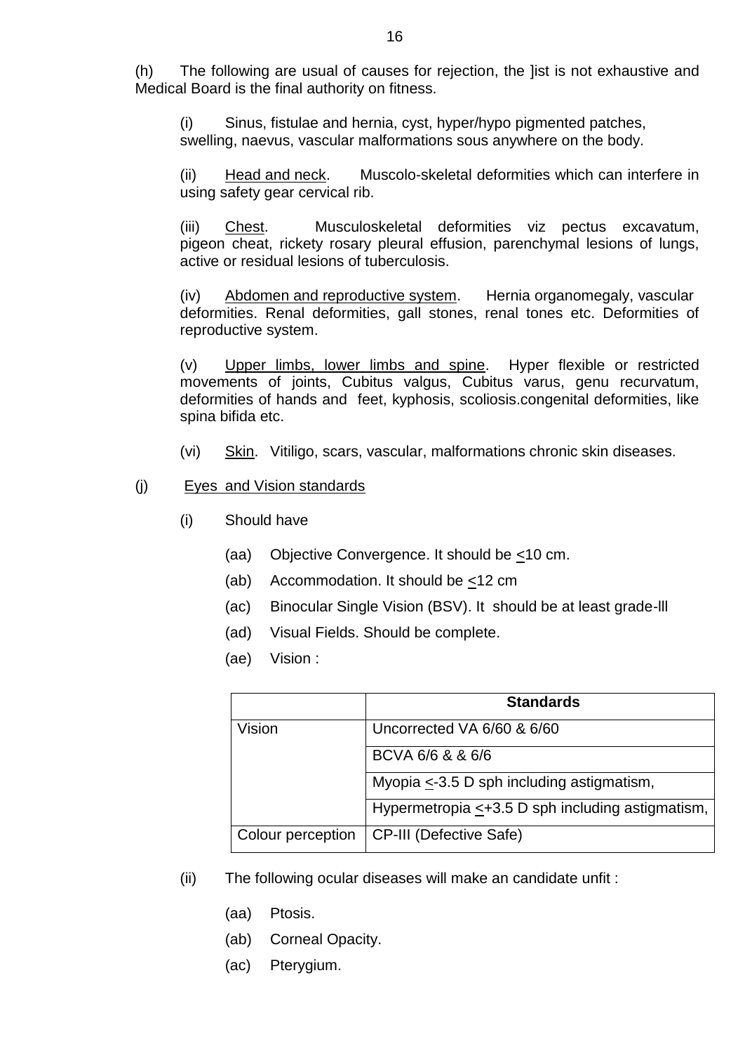(h) The following are usual of causes for rejection, the ]ist is not exhaustive and Medical Board is the final authority on fitness.

(i) Sinus, fistulae and hernia, cyst, hyper/hypo pigmented patches, swelling, naevus, vascular malformations sous anywhere on the body.

(ii) <u>Head and neck</u>. Muscolo-skeletal deformities which can interfere in using safety gear cervical rib.

(iii) <u>Chest</u>. Musculoskeletal deformities viz pectus excavatum, pigeon cheat, rickety rosary pleural effusion, parenchymal lesions of lungs, active or residual lesions of tuberculosis.

(iv) <u>Abdomen and reproductive system</u>. Hernia organomegaly, vascular deformities. Renal deformities, gall stones, renal tones etc. Deformities of reproductive system.

(v) <u>Upper limbs, lower limbs and spine</u>. Hyper flexible or restricted movements of joints, Cubitus valgus, Cubitus varus, genu recurvatum, deformities of hands and feet, kyphosis, scoliosis.congenital deformities, like spina bifida etc.

(vi) <u>Skin</u>. Vitiligo, scars, vascular, malformations chronic skin diseases.

(j) <u>Eyes and Vision standards</u>

(i) Should have

(aa) Objective Convergence. It should be $\leq$10 cm.

(ab) Accommodation. It should be $\leq$12 cm

(ac) Binocular Single Vision (BSV). It should be at least grade-lll

(ad) Visual Fields. Should be complete.

(ae) Vision :

| | **Standards** |
|---|---|
| Vision | Uncorrected VA 6/60 & 6/60 |
| | BCVA 6/6 & & 6/6 |
| | Myopia $\leq$-3.5 D sph including astigmatism, |
| | Hypermetropia $\leq$+3.5 D sph including astigmatism, |
| Colour perception | CP-III (Defective Safe) |

(ii) The following ocular diseases will make an candidate unfit :

(aa) Ptosis.

(ab) Corneal Opacity.

(ac) Pterygium.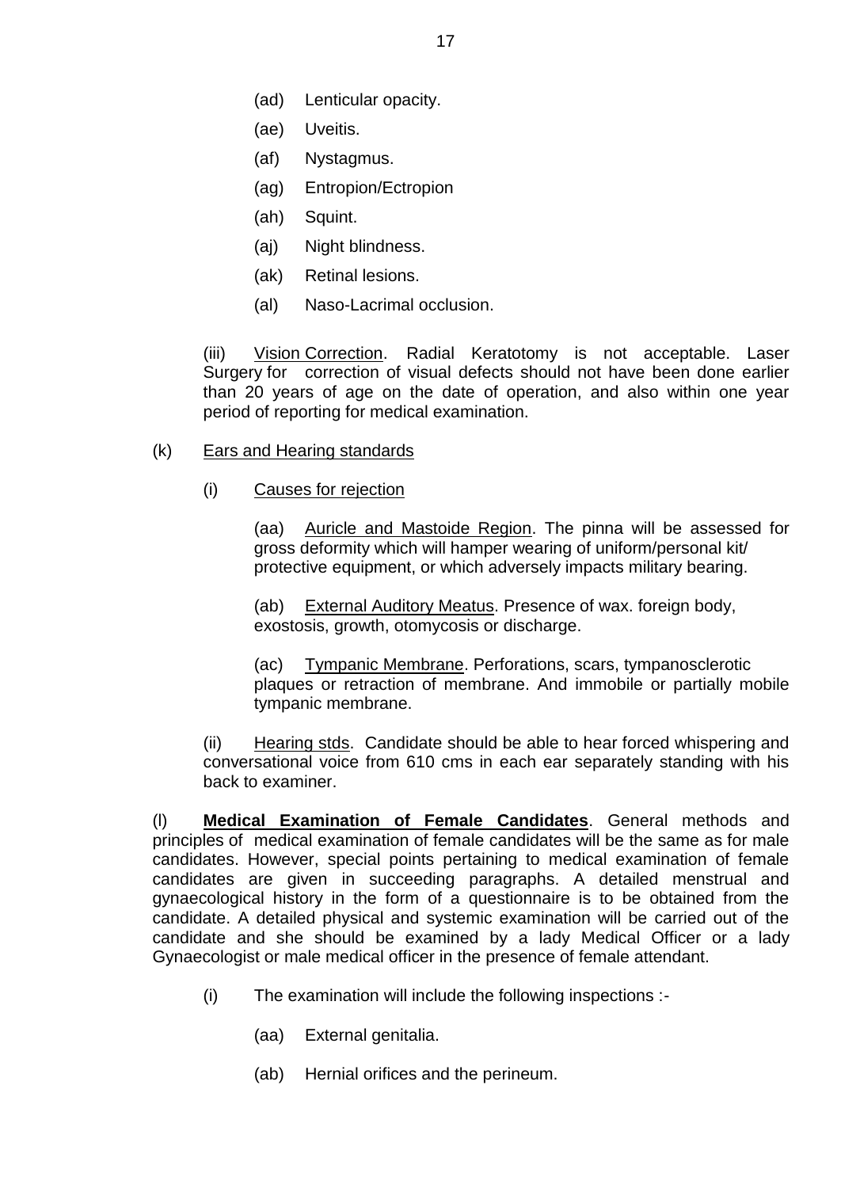(ad) Lenticular opacity.

(ae) Uveitis.

(af) Nystagmus.

(ag) Entropion/Ectropion

(ah) Squint.

(aj) Night blindness.

(ak) Retinal lesions.

(al) Naso-Lacrimal occlusion.

(iii) <u>Vision Correction</u>. Radial Keratotomy is not acceptable. Laser Surgery for correction of visual defects should not have been done earlier than 20 years of age on the date of operation, and also within one year period of reporting for medical examination.

(k) <u>Ears and Hearing standards</u>

(i) <u>Causes for rejection</u>

(aa) <u>Auricle and Mastoide Region</u>. The pinna will be assessed for gross deformity which will hamper wearing of uniform/personal kit/ protective equipment, or which adversely impacts military bearing.

(ab) <u>External Auditory Meatus</u>. Presence of wax. foreign body, exostosis, growth, otomycosis or discharge.

(ac) <u>Tympanic Membrane</u>. Perforations, scars, tympanosclerotic plaques or retraction of membrane. And immobile or partially mobile tympanic membrane.

(ii) <u>Hearing stds</u>. Candidate should be able to hear forced whispering and conversational voice from 610 cms in each ear separately standing with his back to examiner.

(l) **<u>Medical Examination of Female Candidates</u>**. General methods and principles of medical examination of female candidates will be the same as for male candidates. However, special points pertaining to medical examination of female candidates are given in succeeding paragraphs. A detailed menstrual and gynaecological history in the form of a questionnaire is to be obtained from the candidate. A detailed physical and systemic examination will be carried out of the candidate and she should be examined by a lady Medical Officer or a lady Gynaecologist or male medical officer in the presence of female attendant.

(i) The examination will include the following inspections :-

(aa) External genitalia.

(ab) Hernial orifices and the perineum.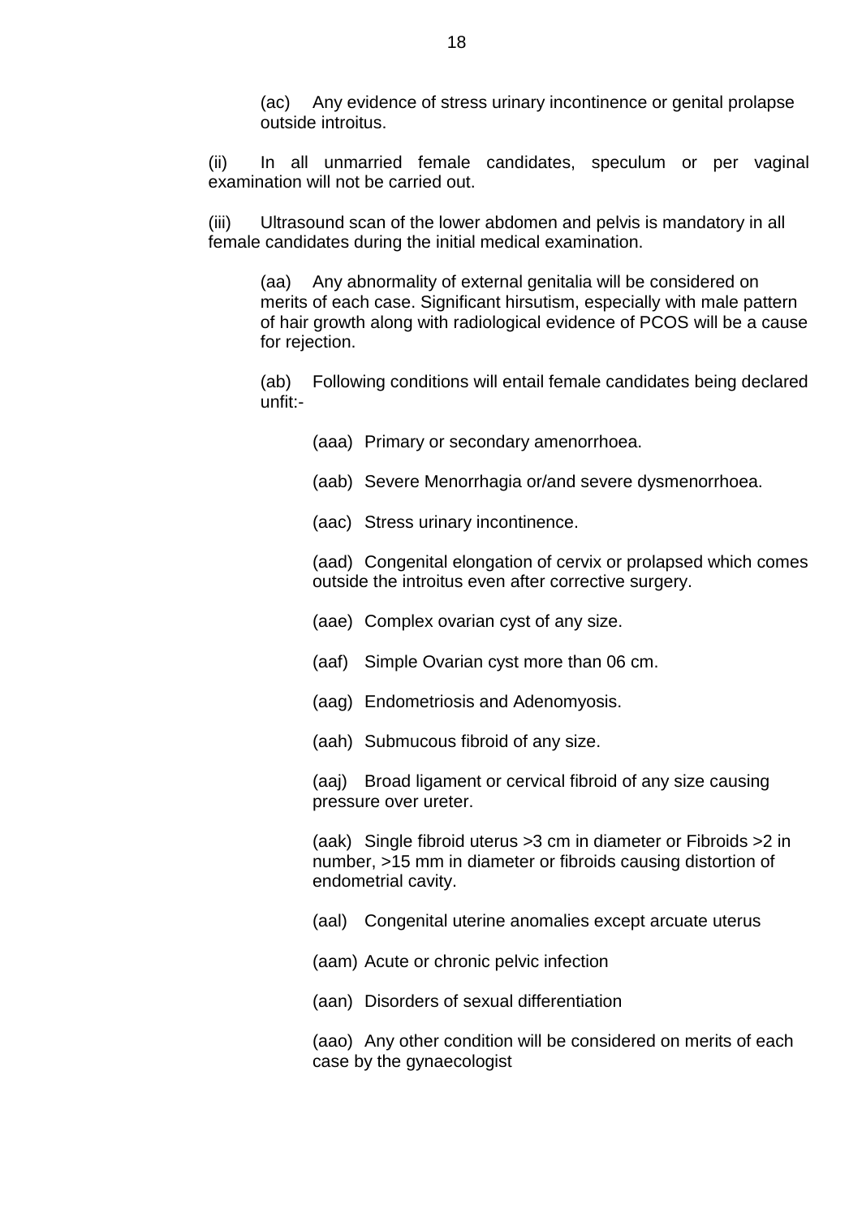(ac) Any evidence of stress urinary incontinence or genital prolapse outside introitus.

(ii) In all unmarried female candidates, speculum or per vaginal examination will not be carried out.

(iii) Ultrasound scan of the lower abdomen and pelvis is mandatory in all female candidates during the initial medical examination.

(aa) Any abnormality of external genitalia will be considered on merits of each case. Significant hirsutism, especially with male pattern of hair growth along with radiological evidence of PCOS will be a cause for rejection.

(ab) Following conditions will entail female candidates being declared unfit:-

(aaa) Primary or secondary amenorrhoea.

(aab) Severe Menorrhagia or/and severe dysmenorrhoea.

(aac) Stress urinary incontinence.

(aad) Congenital elongation of cervix or prolapsed which comes outside the introitus even after corrective surgery.

(aae) Complex ovarian cyst of any size.

(aaf) Simple Ovarian cyst more than 06 cm.

(aag) Endometriosis and Adenomyosis.

(aah) Submucous fibroid of any size.

(aaj) Broad ligament or cervical fibroid of any size causing pressure over ureter.

(aak) Single fibroid uterus >3 cm in diameter or Fibroids >2 in number, >15 mm in diameter or fibroids causing distortion of endometrial cavity.

(aal) Congenital uterine anomalies except arcuate uterus

(aam) Acute or chronic pelvic infection

(aan) Disorders of sexual differentiation

(aao) Any other condition will be considered on merits of each case by the gynaecologist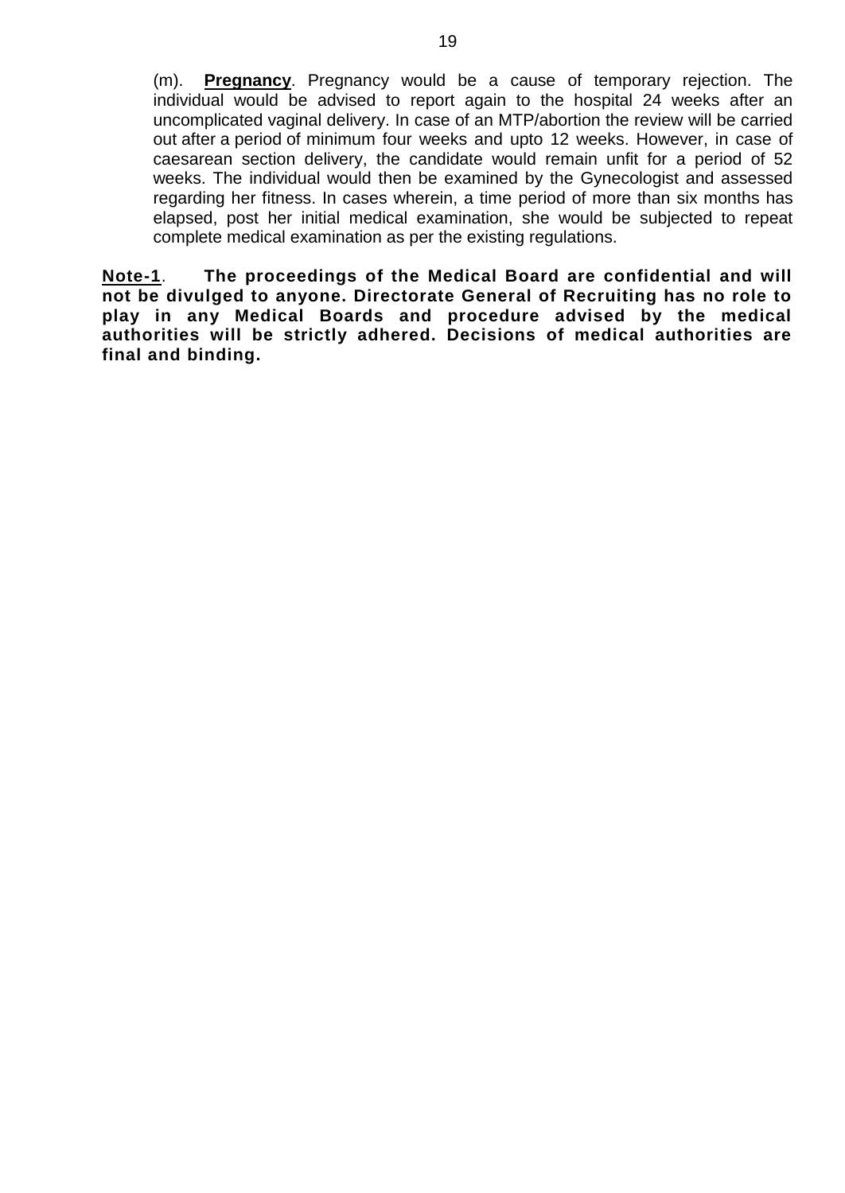(m). **<u>Pregnancy</u>**. Pregnancy would be a cause of temporary rejection. The individual would be advised to report again to the hospital 24 weeks after an uncomplicated vaginal delivery. In case of an MTP/abortion the review will be carried out after a period of minimum four weeks and upto 12 weeks. However, in case of caesarean section delivery, the candidate would remain unfit for a period of 52 weeks. The individual would then be examined by the Gynecologist and assessed regarding her fitness. In cases wherein, a time period of more than six months has elapsed, post her initial medical examination, she would be subjected to repeat complete medical examination as per the existing regulations.

**<u>Note-1</u>. The proceedings of the Medical Board are confidential and will not be divulged to anyone. Directorate General of Recruiting has no role to play in any Medical Boards and procedure advised by the medical authorities will be strictly adhered. Decisions of medical authorities are final and binding.**